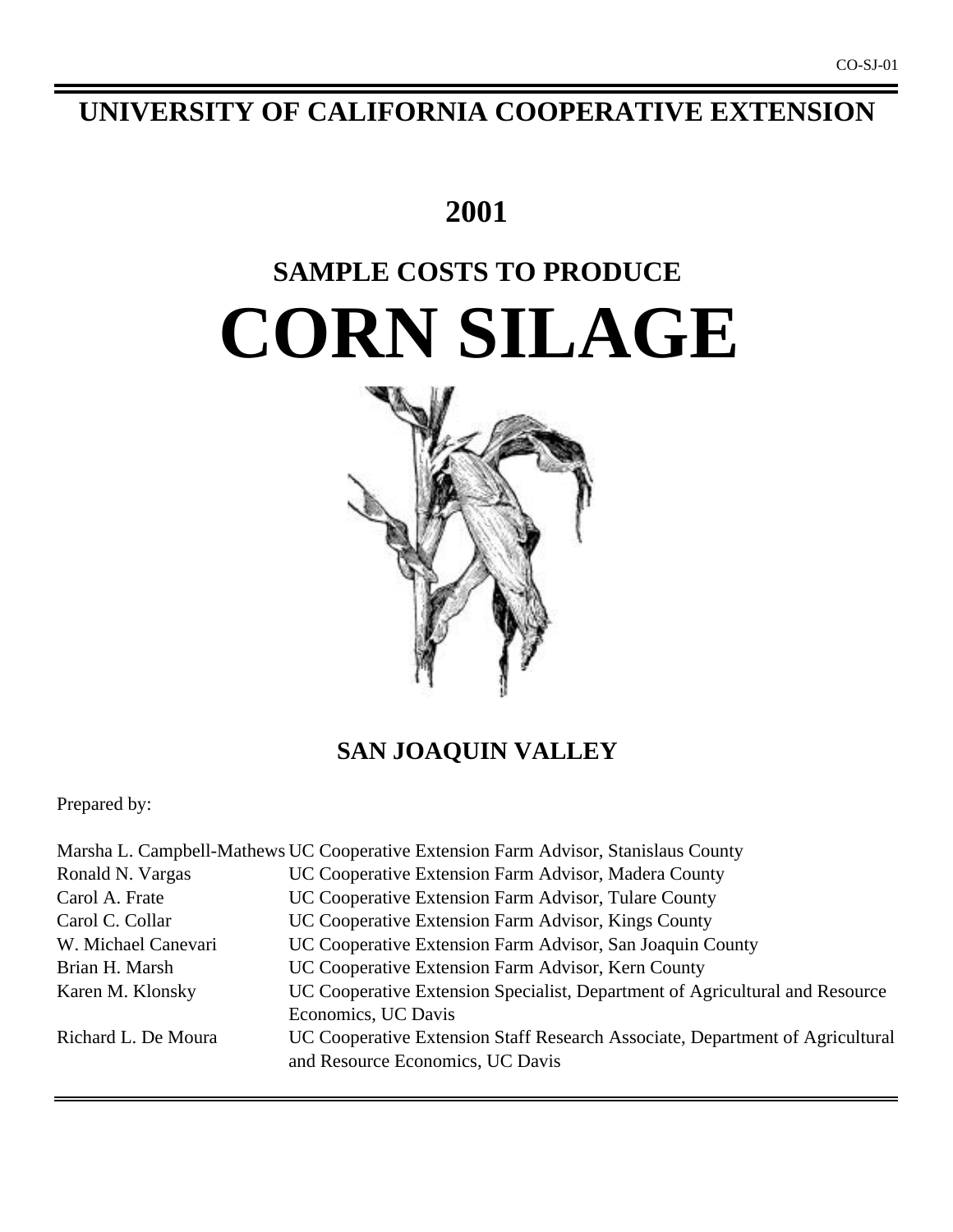CO-SJ-01

# UNIVERSITY OF CALIFORNIA COOPERATIVE EXTENSION

## 2001

## SAMPLE COSTS TO PRODUCE

# CORN SILAGE

## SAN JOAQUIN VALLEY

Prepared by:

| | |
|---|---|
| Marsha L. Campbell-Mathews | UC Cooperative Extension Farm Advisor, Stanislaus County |
| Ronald N. Vargas | UC Cooperative Extension Farm Advisor, Madera County |
| Carol A. Frate | UC Cooperative Extension Farm Advisor, Tulare County |
| Carol C. Collar | UC Cooperative Extension Farm Advisor, Kings County |
| W. Michael Canevari | UC Cooperative Extension Farm Advisor, San Joaquin County |
| Brian H. Marsh | UC Cooperative Extension Farm Advisor, Kern County |
| Karen M. Klonsky | UC Cooperative Extension Specialist, Department of Agricultural and Resource Economics, UC Davis |
| Richard L. De Moura | UC Cooperative Extension Staff Research Associate, Department of Agricultural and Resource Economics, UC Davis |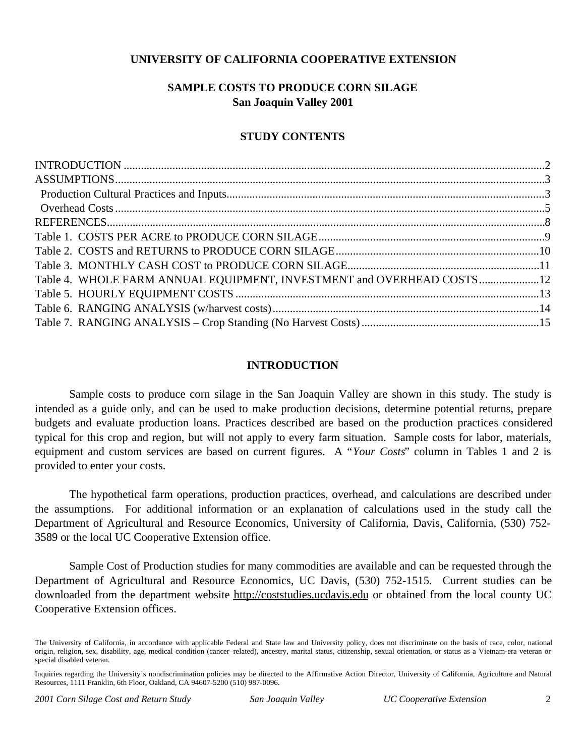**UNIVERSITY OF CALIFORNIA COOPERATIVE EXTENSION**

# SAMPLE COSTS TO PRODUCE CORN SILAGE
## San Joaquin Valley 2001

### STUDY CONTENTS

| | |
|---|---|
| INTRODUCTION | 2 |
| ASSUMPTIONS | 3 |
| Production Cultural Practices and Inputs | 3 |
| Overhead Costs | 5 |
| REFERENCES | 8 |
| Table 1. COSTS PER ACRE to PRODUCE CORN SILAGE | 9 |
| Table 2. COSTS and RETURNS to PRODUCE CORN SILAGE | 10 |
| Table 3. MONTHLY CASH COST to PRODUCE CORN SILAGE | 11 |
| Table 4. WHOLE FARM ANNUAL EQUIPMENT, INVESTMENT and OVERHEAD COSTS | 12 |
| Table 5. HOURLY EQUIPMENT COSTS | 13 |
| Table 6. RANGING ANALYSIS (w/harvest costs) | 14 |
| Table 7. RANGING ANALYSIS – Crop Standing (No Harvest Costs) | 15 |

### INTRODUCTION

Sample costs to produce corn silage in the San Joaquin Valley are shown in this study. The study is intended as a guide only, and can be used to make production decisions, determine potential returns, prepare budgets and evaluate production loans. Practices described are based on the production practices considered typical for this crop and region, but will not apply to every farm situation. Sample costs for labor, materials, equipment and custom services are based on current figures. A "*Your Costs*" column in Tables 1 and 2 is provided to enter your costs.

The hypothetical farm operations, production practices, overhead, and calculations are described under the assumptions. For additional information or an explanation of calculations used in the study call the Department of Agricultural and Resource Economics, University of California, Davis, California, (530) 752-3589 or the local UC Cooperative Extension office.

Sample Cost of Production studies for many commodities are available and can be requested through the Department of Agricultural and Resource Economics, UC Davis, (530) 752-1515. Current studies can be downloaded from the department website http://coststudies.ucdavis.edu or obtained from the local county UC Cooperative Extension offices.

The University of California, in accordance with applicable Federal and State law and University policy, does not discriminate on the basis of race, color, national origin, religion, sex, disability, age, medical condition (cancer–related), ancestry, marital status, citizenship, sexual orientation, or status as a Vietnam-era veteran or special disabled veteran.

Inquiries regarding the University's nondiscrimination policies may be directed to the Affirmative Action Director, University of California, Agriculture and Natural Resources, 1111 Franklin, 6th Floor, Oakland, CA 94607-5200 (510) 987-0096.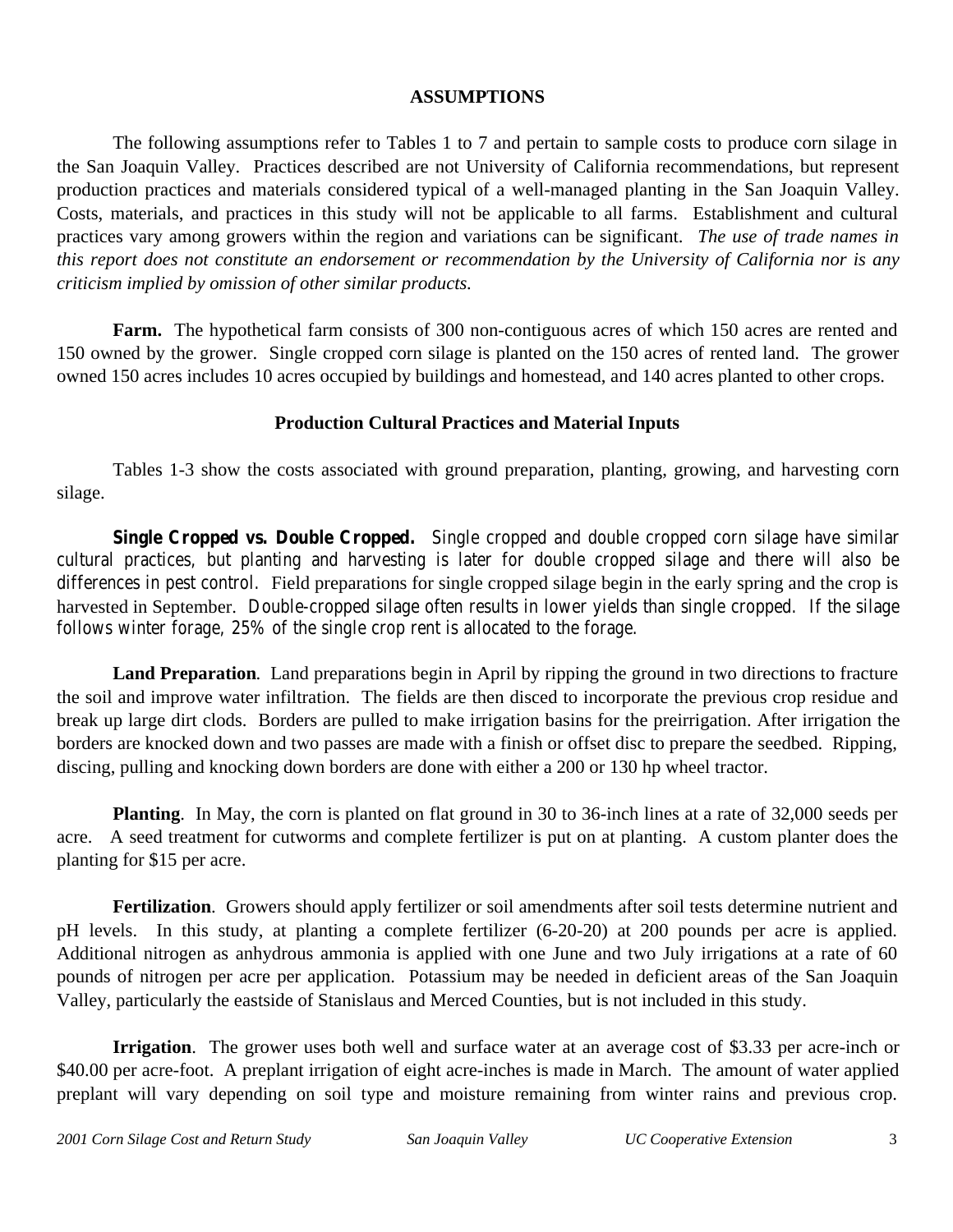## ASSUMPTIONS

The following assumptions refer to Tables 1 to 7 and pertain to sample costs to produce corn silage in the San Joaquin Valley. Practices described are not University of California recommendations, but represent production practices and materials considered typical of a well-managed planting in the San Joaquin Valley. Costs, materials, and practices in this study will not be applicable to all farms. Establishment and cultural practices vary among growers within the region and variations can be significant. *The use of trade names in this report does not constitute an endorsement or recommendation by the University of California nor is any criticism implied by omission of other similar products.*

**Farm.** The hypothetical farm consists of 300 non-contiguous acres of which 150 acres are rented and 150 owned by the grower. Single cropped corn silage is planted on the 150 acres of rented land. The grower owned 150 acres includes 10 acres occupied by buildings and homestead, and 140 acres planted to other crops.

### Production Cultural Practices and Material Inputs

Tables 1-3 show the costs associated with ground preparation, planting, growing, and harvesting corn silage.

**Single Cropped vs. Double Cropped.** Single cropped and double cropped corn silage have similar cultural practices, but planting and harvesting is later for double cropped silage and there will also be differences in pest control. Field preparations for single cropped silage begin in the early spring and the crop is harvested in September. Double-cropped silage often results in lower yields than single cropped. If the silage follows winter forage, 25% of the single crop rent is allocated to the forage.

**Land Preparation**. Land preparations begin in April by ripping the ground in two directions to fracture the soil and improve water infiltration. The fields are then disced to incorporate the previous crop residue and break up large dirt clods. Borders are pulled to make irrigation basins for the preirrigation. After irrigation the borders are knocked down and two passes are made with a finish or offset disc to prepare the seedbed. Ripping, discing, pulling and knocking down borders are done with either a 200 or 130 hp wheel tractor.

**Planting**. In May, the corn is planted on flat ground in 30 to 36-inch lines at a rate of 32,000 seeds per acre. A seed treatment for cutworms and complete fertilizer is put on at planting. A custom planter does the planting for $15 per acre.

**Fertilization**. Growers should apply fertilizer or soil amendments after soil tests determine nutrient and pH levels. In this study, at planting a complete fertilizer (6-20-20) at 200 pounds per acre is applied. Additional nitrogen as anhydrous ammonia is applied with one June and two July irrigations at a rate of 60 pounds of nitrogen per acre per application. Potassium may be needed in deficient areas of the San Joaquin Valley, particularly the eastside of Stanislaus and Merced Counties, but is not included in this study.

**Irrigation**. The grower uses both well and surface water at an average cost of $3.33 per acre-inch or $40.00 per acre-foot. A preplant irrigation of eight acre-inches is made in March. The amount of water applied preplant will vary depending on soil type and moisture remaining from winter rains and previous crop.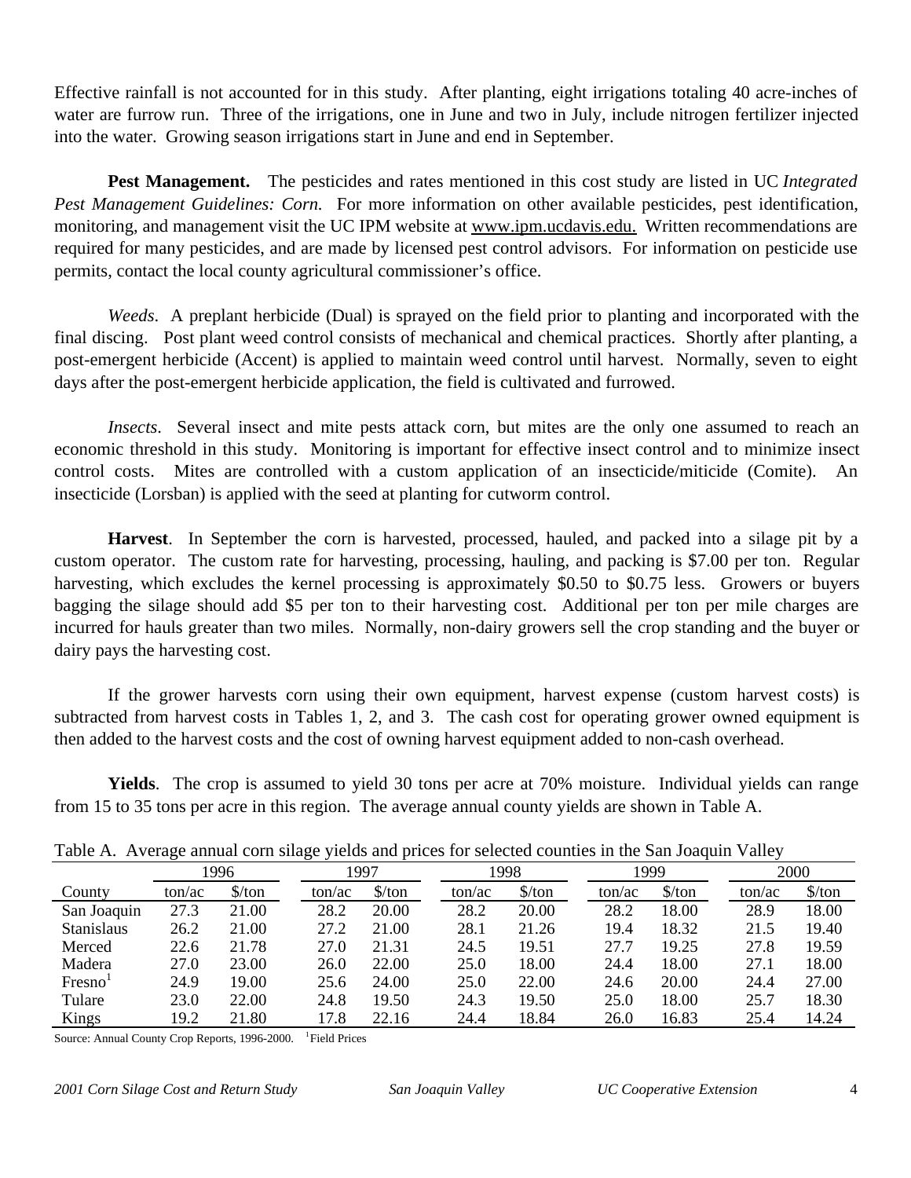Effective rainfall is not accounted for in this study. After planting, eight irrigations totaling 40 acre-inches of water are furrow run. Three of the irrigations, one in June and two in July, include nitrogen fertilizer injected into the water. Growing season irrigations start in June and end in September.

**Pest Management.** The pesticides and rates mentioned in this cost study are listed in UC *Integrated Pest Management Guidelines: Corn.* For more information on other available pesticides, pest identification, monitoring, and management visit the UC IPM website at www.ipm.ucdavis.edu. Written recommendations are required for many pesticides, and are made by licensed pest control advisors. For information on pesticide use permits, contact the local county agricultural commissioner's office.

*Weeds*. A preplant herbicide (Dual) is sprayed on the field prior to planting and incorporated with the final discing. Post plant weed control consists of mechanical and chemical practices. Shortly after planting, a post-emergent herbicide (Accent) is applied to maintain weed control until harvest. Normally, seven to eight days after the post-emergent herbicide application, the field is cultivated and furrowed.

*Insects*. Several insect and mite pests attack corn, but mites are the only one assumed to reach an economic threshold in this study. Monitoring is important for effective insect control and to minimize insect control costs. Mites are controlled with a custom application of an insecticide/miticide (Comite). An insecticide (Lorsban) is applied with the seed at planting for cutworm control.

**Harvest**. In September the corn is harvested, processed, hauled, and packed into a silage pit by a custom operator. The custom rate for harvesting, processing, hauling, and packing is $7.00 per ton. Regular harvesting, which excludes the kernel processing is approximately $0.50 to $0.75 less. Growers or buyers bagging the silage should add $5 per ton to their harvesting cost. Additional per ton per mile charges are incurred for hauls greater than two miles. Normally, non-dairy growers sell the crop standing and the buyer or dairy pays the harvesting cost.

If the grower harvests corn using their own equipment, harvest expense (custom harvest costs) is subtracted from harvest costs in Tables 1, 2, and 3. The cash cost for operating grower owned equipment is then added to the harvest costs and the cost of owning harvest equipment added to non-cash overhead.

**Yields**. The crop is assumed to yield 30 tons per acre at 70% moisture. Individual yields can range from 15 to 35 tons per acre in this region. The average annual county yields are shown in Table A.

Table A. Average annual corn silage yields and prices for selected counties in the San Joaquin Valley

| | 1996 | | 1997 | | 1998 | | 1999 | | 2000 | |
|---|---|---|---|---|---|---|---|---|---|---|
| County | ton/ac | $/ton | ton/ac | $/ton | ton/ac | $/ton | ton/ac | $/ton | ton/ac | $/ton |
| San Joaquin | 27.3 | 21.00 | 28.2 | 20.00 | 28.2 | 20.00 | 28.2 | 18.00 | 28.9 | 18.00 |
| Stanislaus | 26.2 | 21.00 | 27.2 | 21.00 | 28.1 | 21.26 | 19.4 | 18.32 | 21.5 | 19.40 |
| Merced | 22.6 | 21.78 | 27.0 | 21.31 | 24.5 | 19.51 | 27.7 | 19.25 | 27.8 | 19.59 |
| Madera | 27.0 | 23.00 | 26.0 | 22.00 | 25.0 | 18.00 | 24.4 | 18.00 | 27.1 | 18.00 |
| Fresno[1] | 24.9 | 19.00 | 25.6 | 24.00 | 25.0 | 22.00 | 24.6 | 20.00 | 24.4 | 27.00 |
| Tulare | 23.0 | 22.00 | 24.8 | 19.50 | 24.3 | 19.50 | 25.0 | 18.00 | 25.7 | 18.30 |
| Kings | 19.2 | 21.80 | 17.8 | 22.16 | 24.4 | 18.84 | 26.0 | 16.83 | 25.4 | 14.24 |

Source: Annual County Crop Reports, 1996-2000. [1]Field Prices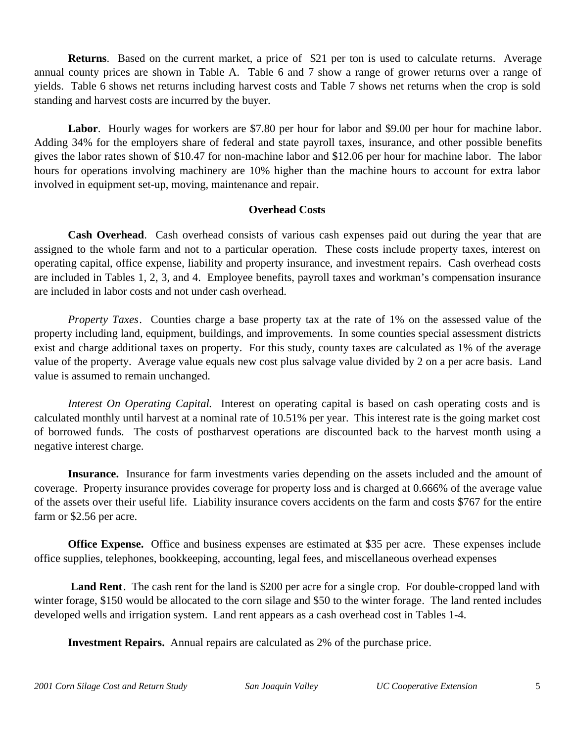**Returns**. Based on the current market, a price of $21 per ton is used to calculate returns. Average annual county prices are shown in Table A. Table 6 and 7 show a range of grower returns over a range of yields. Table 6 shows net returns including harvest costs and Table 7 shows net returns when the crop is sold standing and harvest costs are incurred by the buyer.

**Labor**. Hourly wages for workers are $7.80 per hour for labor and $9.00 per hour for machine labor. Adding 34% for the employers share of federal and state payroll taxes, insurance, and other possible benefits gives the labor rates shown of $10.47 for non-machine labor and $12.06 per hour for machine labor. The labor hours for operations involving machinery are 10% higher than the machine hours to account for extra labor involved in equipment set-up, moving, maintenance and repair.

## Overhead Costs

**Cash Overhead**. Cash overhead consists of various cash expenses paid out during the year that are assigned to the whole farm and not to a particular operation. These costs include property taxes, interest on operating capital, office expense, liability and property insurance, and investment repairs. Cash overhead costs are included in Tables 1, 2, 3, and 4. Employee benefits, payroll taxes and workman's compensation insurance are included in labor costs and not under cash overhead.

*Property Taxes*. Counties charge a base property tax at the rate of 1% on the assessed value of the property including land, equipment, buildings, and improvements. In some counties special assessment districts exist and charge additional taxes on property. For this study, county taxes are calculated as 1% of the average value of the property. Average value equals new cost plus salvage value divided by 2 on a per acre basis. Land value is assumed to remain unchanged.

*Interest On Operating Capital.* Interest on operating capital is based on cash operating costs and is calculated monthly until harvest at a nominal rate of 10.51% per year. This interest rate is the going market cost of borrowed funds. The costs of postharvest operations are discounted back to the harvest month using a negative interest charge.

**Insurance.** Insurance for farm investments varies depending on the assets included and the amount of coverage. Property insurance provides coverage for property loss and is charged at 0.666% of the average value of the assets over their useful life. Liability insurance covers accidents on the farm and costs $767 for the entire farm or $2.56 per acre.

**Office Expense.** Office and business expenses are estimated at $35 per acre. These expenses include office supplies, telephones, bookkeeping, accounting, legal fees, and miscellaneous overhead expenses

**Land Rent**. The cash rent for the land is $200 per acre for a single crop. For double-cropped land with winter forage, $150 would be allocated to the corn silage and $50 to the winter forage. The land rented includes developed wells and irrigation system. Land rent appears as a cash overhead cost in Tables 1-4.

**Investment Repairs.** Annual repairs are calculated as 2% of the purchase price.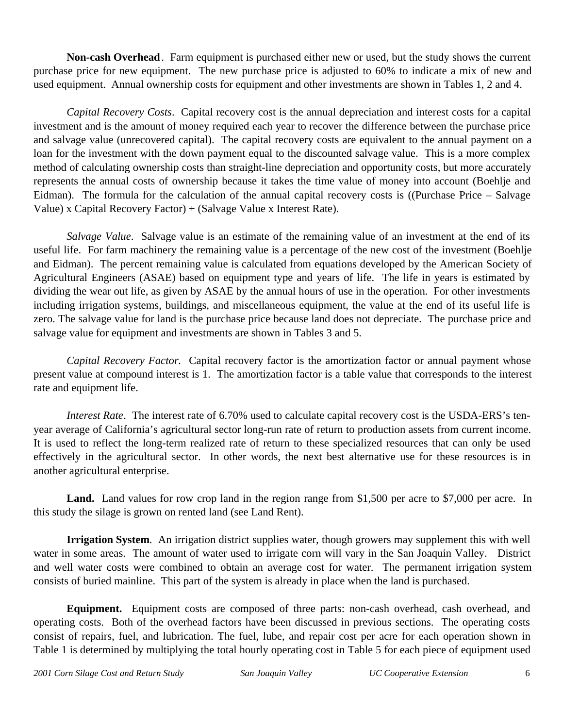**Non-cash Overhead**. Farm equipment is purchased either new or used, but the study shows the current purchase price for new equipment. The new purchase price is adjusted to 60% to indicate a mix of new and used equipment. Annual ownership costs for equipment and other investments are shown in Tables 1, 2 and 4.

*Capital Recovery Costs*. Capital recovery cost is the annual depreciation and interest costs for a capital investment and is the amount of money required each year to recover the difference between the purchase price and salvage value (unrecovered capital). The capital recovery costs are equivalent to the annual payment on a loan for the investment with the down payment equal to the discounted salvage value. This is a more complex method of calculating ownership costs than straight-line depreciation and opportunity costs, but more accurately represents the annual costs of ownership because it takes the time value of money into account (Boehlje and Eidman). The formula for the calculation of the annual capital recovery costs is ((Purchase Price – Salvage Value) x Capital Recovery Factor) + (Salvage Value x Interest Rate).

*Salvage Value*. Salvage value is an estimate of the remaining value of an investment at the end of its useful life. For farm machinery the remaining value is a percentage of the new cost of the investment (Boehlje and Eidman). The percent remaining value is calculated from equations developed by the American Society of Agricultural Engineers (ASAE) based on equipment type and years of life. The life in years is estimated by dividing the wear out life, as given by ASAE by the annual hours of use in the operation. For other investments including irrigation systems, buildings, and miscellaneous equipment, the value at the end of its useful life is zero. The salvage value for land is the purchase price because land does not depreciate. The purchase price and salvage value for equipment and investments are shown in Tables 3 and 5.

*Capital Recovery Factor.* Capital recovery factor is the amortization factor or annual payment whose present value at compound interest is 1. The amortization factor is a table value that corresponds to the interest rate and equipment life.

*Interest Rate*. The interest rate of 6.70% used to calculate capital recovery cost is the USDA-ERS's ten-year average of California's agricultural sector long-run rate of return to production assets from current income. It is used to reflect the long-term realized rate of return to these specialized resources that can only be used effectively in the agricultural sector. In other words, the next best alternative use for these resources is in another agricultural enterprise.

**Land.** Land values for row crop land in the region range from $1,500 per acre to $7,000 per acre. In this study the silage is grown on rented land (see Land Rent).

**Irrigation System**. An irrigation district supplies water, though growers may supplement this with well water in some areas. The amount of water used to irrigate corn will vary in the San Joaquin Valley. District and well water costs were combined to obtain an average cost for water. The permanent irrigation system consists of buried mainline. This part of the system is already in place when the land is purchased.

**Equipment.** Equipment costs are composed of three parts: non-cash overhead, cash overhead, and operating costs. Both of the overhead factors have been discussed in previous sections. The operating costs consist of repairs, fuel, and lubrication. The fuel, lube, and repair cost per acre for each operation shown in Table 1 is determined by multiplying the total hourly operating cost in Table 5 for each piece of equipment used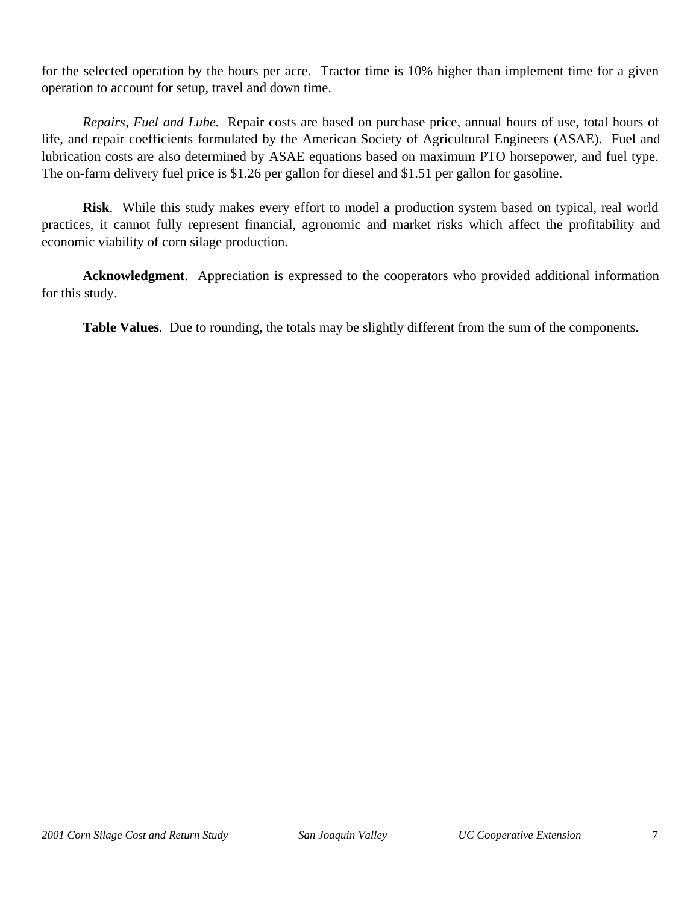for the selected operation by the hours per acre. Tractor time is 10% higher than implement time for a given operation to account for setup, travel and down time.

*Repairs, Fuel and Lube.* Repair costs are based on purchase price, annual hours of use, total hours of life, and repair coefficients formulated by the American Society of Agricultural Engineers (ASAE). Fuel and lubrication costs are also determined by ASAE equations based on maximum PTO horsepower, and fuel type. The on-farm delivery fuel price is $1.26 per gallon for diesel and $1.51 per gallon for gasoline.

**Risk**. While this study makes every effort to model a production system based on typical, real world practices, it cannot fully represent financial, agronomic and market risks which affect the profitability and economic viability of corn silage production.

**Acknowledgment**. Appreciation is expressed to the cooperators who provided additional information for this study.

**Table Values**. Due to rounding, the totals may be slightly different from the sum of the components.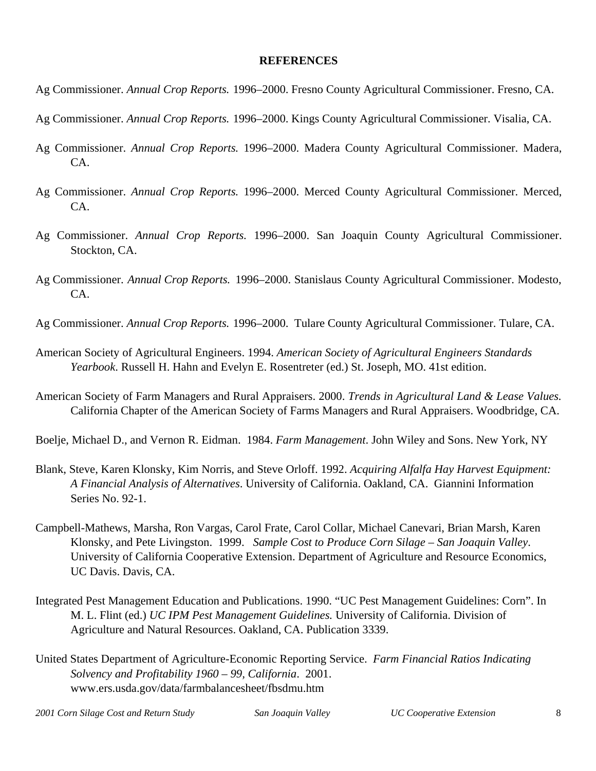## REFERENCES

Ag Commissioner. *Annual Crop Reports.* 1996–2000. Fresno County Agricultural Commissioner. Fresno, CA.

Ag Commissioner. *Annual Crop Reports.* 1996–2000. Kings County Agricultural Commissioner. Visalia, CA.

Ag Commissioner. *Annual Crop Reports.* 1996–2000. Madera County Agricultural Commissioner. Madera, CA.

Ag Commissioner. *Annual Crop Reports.* 1996–2000. Merced County Agricultural Commissioner. Merced, CA.

Ag Commissioner. *Annual Crop Reports.* 1996–2000. San Joaquin County Agricultural Commissioner. Stockton, CA.

Ag Commissioner. *Annual Crop Reports.* 1996–2000. Stanislaus County Agricultural Commissioner. Modesto, CA.

Ag Commissioner. *Annual Crop Reports.* 1996–2000. Tulare County Agricultural Commissioner. Tulare, CA.

American Society of Agricultural Engineers. 1994. *American Society of Agricultural Engineers Standards Yearbook.* Russell H. Hahn and Evelyn E. Rosentreter (ed.) St. Joseph, MO. 41st edition.

American Society of Farm Managers and Rural Appraisers. 2000. *Trends in Agricultural Land & Lease Values.* California Chapter of the American Society of Farms Managers and Rural Appraisers. Woodbridge, CA.

Boelje, Michael D., and Vernon R. Eidman. 1984. *Farm Management*. John Wiley and Sons. New York, NY

Blank, Steve, Karen Klonsky, Kim Norris, and Steve Orloff. 1992. *Acquiring Alfalfa Hay Harvest Equipment: A Financial Analysis of Alternatives*. University of California. Oakland, CA. Giannini Information Series No. 92-1.

Campbell-Mathews, Marsha, Ron Vargas, Carol Frate, Carol Collar, Michael Canevari, Brian Marsh, Karen Klonsky, and Pete Livingston. 1999. *Sample Cost to Produce Corn Silage – San Joaquin Valley*. University of California Cooperative Extension. Department of Agriculture and Resource Economics, UC Davis. Davis, CA.

Integrated Pest Management Education and Publications. 1990. "UC Pest Management Guidelines: Corn". In M. L. Flint (ed.) *UC IPM Pest Management Guidelines.* University of California. Division of Agriculture and Natural Resources. Oakland, CA. Publication 3339.

United States Department of Agriculture-Economic Reporting Service. *Farm Financial Ratios Indicating Solvency and Profitability 1960 – 99, California*. 2001. www.ers.usda.gov/data/farmbalancesheet/fbsdmu.htm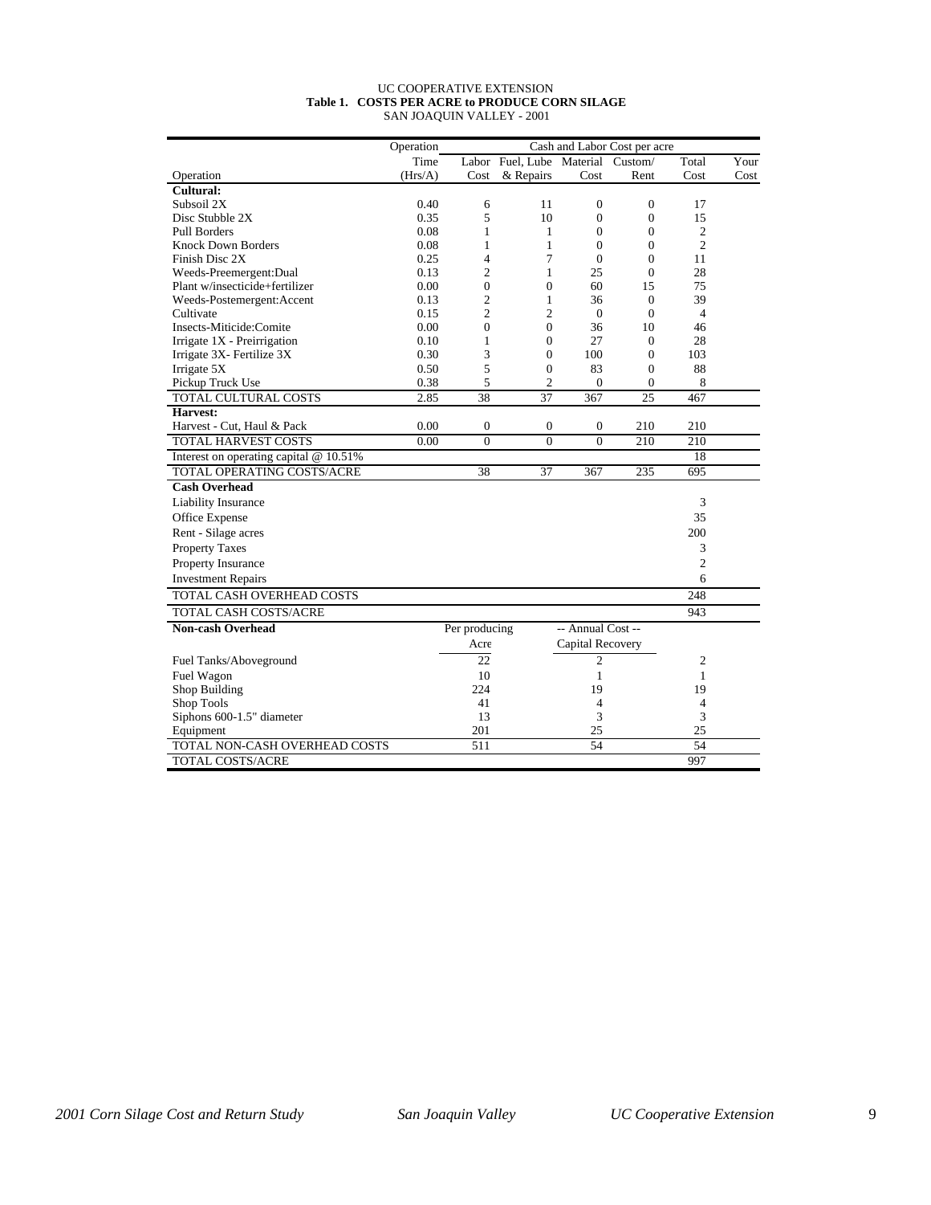UC COOPERATIVE EXTENSION

**Table 1. COSTS PER ACRE to PRODUCE CORN SILAGE**

SAN JOAQUIN VALLEY - 2001

| | Operation | Cash and Labor Cost per acre | | | | | |
|---|---|---|---|---|---|---|---|
| Operation | Time (Hrs/A) | Labor Cost | Fuel, Lube & Repairs | Material Cost | Custom/ Rent | Total Cost | Your Cost |
| **Cultural:** | | | | | | | |
| Subsoil 2X | 0.40 | 6 | 11 | 0 | 0 | 17 | |
| Disc Stubble 2X | 0.35 | 5 | 10 | 0 | 0 | 15 | |
| Pull Borders | 0.08 | 1 | 1 | 0 | 0 | 2 | |
| Knock Down Borders | 0.08 | 1 | 1 | 0 | 0 | 2 | |
| Finish Disc 2X | 0.25 | 4 | 7 | 0 | 0 | 11 | |
| Weeds-Preemergent:Dual | 0.13 | 2 | 1 | 25 | 0 | 28 | |
| Plant w/insecticide+fertilizer | 0.00 | 0 | 0 | 60 | 15 | 75 | |
| Weeds-Postemergent:Accent | 0.13 | 2 | 1 | 36 | 0 | 39 | |
| Cultivate | 0.15 | 2 | 2 | 0 | 0 | 4 | |
| Insects-Miticide:Comite | 0.00 | 0 | 0 | 36 | 10 | 46 | |
| Irrigate 1X - Preirrigation | 0.10 | 1 | 0 | 27 | 0 | 28 | |
| Irrigate 3X- Fertilize 3X | 0.30 | 3 | 0 | 100 | 0 | 103 | |
| Irrigate 5X | 0.50 | 5 | 0 | 83 | 0 | 88 | |
| Pickup Truck Use | 0.38 | 5 | 2 | 0 | 0 | 8 | |
| TOTAL CULTURAL COSTS | 2.85 | 38 | 37 | 367 | 25 | 467 | |
| **Harvest:** | | | | | | | |
| Harvest - Cut, Haul & Pack | 0.00 | 0 | 0 | 0 | 210 | 210 | |
| TOTAL HARVEST COSTS | 0.00 | 0 | 0 | 0 | 210 | 210 | |
| Interest on operating capital @ 10.51% | | | | | | 18 | |
| TOTAL OPERATING COSTS/ACRE | | 38 | 37 | 367 | 235 | 695 | |
| **Cash Overhead** | | | | | | | |
| Liability Insurance | | | | | | 3 | |
| Office Expense | | | | | | 35 | |
| Rent - Silage acres | | | | | | 200 | |
| Property Taxes | | | | | | 3 | |
| Property Insurance | | | | | | 2 | |
| Investment Repairs | | | | | | 6 | |
| TOTAL CASH OVERHEAD COSTS | | | | | | 248 | |
| TOTAL CASH COSTS/ACRE | | | | | | 943 | |
| **Non-cash Overhead** | | Per producing Acre | | -- Annual Cost -- Capital Recovery | | | |
| Fuel Tanks/Aboveground | | 22 | | 2 | | 2 | |
| Fuel Wagon | | 10 | | 1 | | 1 | |
| Shop Building | | 224 | | 19 | | 19 | |
| Shop Tools | | 41 | | 4 | | 4 | |
| Siphons 600-1.5" diameter | | 13 | | 3 | | 3 | |
| Equipment | | 201 | | 25 | | 25 | |
| TOTAL NON-CASH OVERHEAD COSTS | | 511 | | 54 | | 54 | |
| TOTAL COSTS/ACRE | | | | | | 997 | |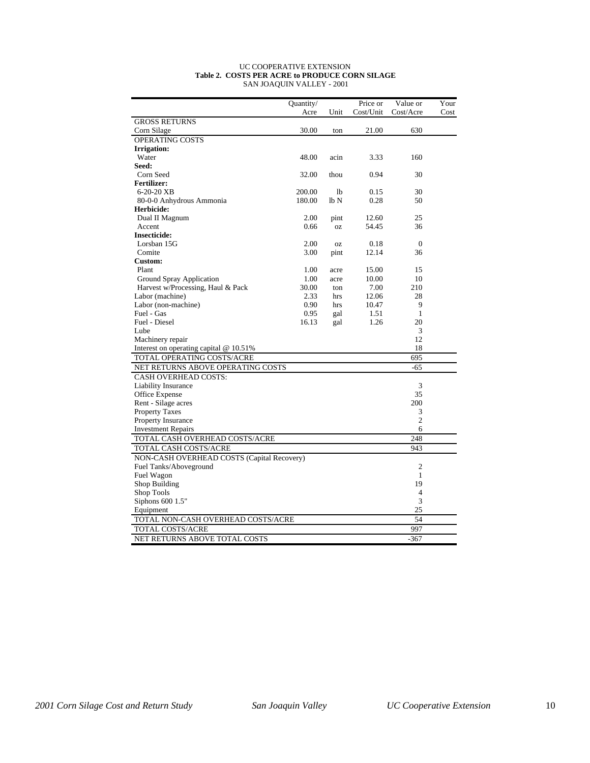UC COOPERATIVE EXTENSION
**Table 2. COSTS PER ACRE to PRODUCE CORN SILAGE**
SAN JOAQUIN VALLEY - 2001

| | Quantity/ Acre | Unit | Price or Cost/Unit | Value or Cost/Acre | Your Cost |
|---|---|---|---|---|---|
| GROSS RETURNS | | | | | |
| Corn Silage | 30.00 | ton | 21.00 | 630 | |
| OPERATING COSTS | | | | | |
| **Irrigation:** | | | | | |
| Water | 48.00 | acin | 3.33 | 160 | |
| **Seed:** | | | | | |
| Corn Seed | 32.00 | thou | 0.94 | 30 | |
| **Fertilizer:** | | | | | |
| 6-20-20 XB | 200.00 | lb | 0.15 | 30 | |
| 80-0-0 Anhydrous Ammonia | 180.00 | lb N | 0.28 | 50 | |
| **Herbicide:** | | | | | |
| Dual II Magnum | 2.00 | pint | 12.60 | 25 | |
| Accent | 0.66 | oz | 54.45 | 36 | |
| **Insecticide:** | | | | | |
| Lorsban 15G | 2.00 | oz | 0.18 | 0 | |
| Comite | 3.00 | pint | 12.14 | 36 | |
| **Custom:** | | | | | |
| Plant | 1.00 | acre | 15.00 | 15 | |
| Ground Spray Application | 1.00 | acre | 10.00 | 10 | |
| Harvest w/Processing, Haul & Pack | 30.00 | ton | 7.00 | 210 | |
| Labor (machine) | 2.33 | hrs | 12.06 | 28 | |
| Labor (non-machine) | 0.90 | hrs | 10.47 | 9 | |
| Fuel - Gas | 0.95 | gal | 1.51 | 1 | |
| Fuel - Diesel | 16.13 | gal | 1.26 | 20 | |
| Lube | | | | 3 | |
| Machinery repair | | | | 12 | |
| Interest on operating capital @ 10.51% | | | | 18 | |
| TOTAL OPERATING COSTS/ACRE | | | | 695 | |
| NET RETURNS ABOVE OPERATING COSTS | | | | -65 | |
| CASH OVERHEAD COSTS: | | | | | |
| Liability Insurance | | | | 3 | |
| Office Expense | | | | 35 | |
| Rent - Silage acres | | | | 200 | |
| Property Taxes | | | | 3 | |
| Property Insurance | | | | 2 | |
| Investment Repairs | | | | 6 | |
| TOTAL CASH OVERHEAD COSTS/ACRE | | | | 248 | |
| TOTAL CASH COSTS/ACRE | | | | 943 | |
| NON-CASH OVERHEAD COSTS (Capital Recovery) | | | | | |
| Fuel Tanks/Aboveground | | | | 2 | |
| Fuel Wagon | | | | 1 | |
| Shop Building | | | | 19 | |
| Shop Tools | | | | 4 | |
| Siphons 600 1.5" | | | | 3 | |
| Equipment | | | | 25 | |
| TOTAL NON-CASH OVERHEAD COSTS/ACRE | | | | 54 | |
| TOTAL COSTS/ACRE | | | | 997 | |
| NET RETURNS ABOVE TOTAL COSTS | | | | -367 | |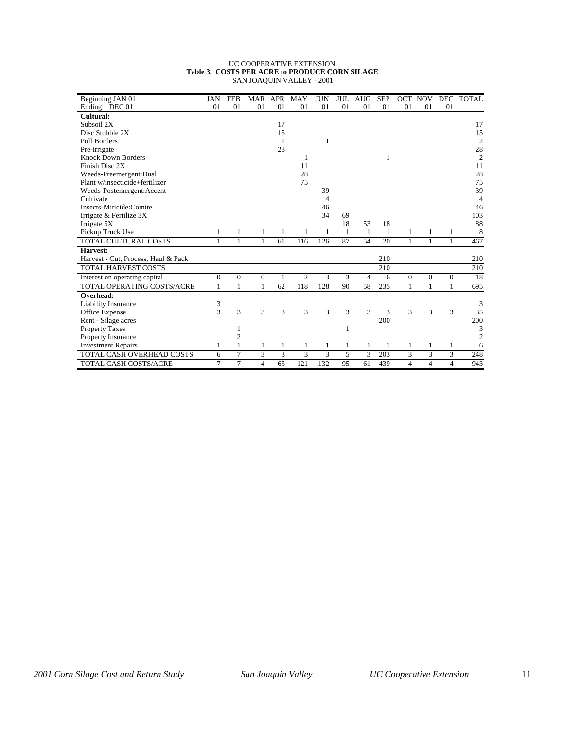UC COOPERATIVE EXTENSION

**Table 3. COSTS PER ACRE to PRODUCE CORN SILAGE**

SAN JOAQUIN VALLEY - 2001

| Beginning JAN 01<br>Ending DEC 01 | JAN<br>01 | FEB<br>01 | MAR<br>01 | APR<br>01 | MAY<br>01 | JUN<br>01 | JUL<br>01 | AUG<br>01 | SEP<br>01 | OCT<br>01 | NOV<br>01 | DEC<br>01 | TOTAL |
|---|---|---|---|---|---|---|---|---|---|---|---|---|---|
| **Cultural:** | | | | | | | | | | | | | |
| Subsoil 2X | | | | 17 | | | | | | | | | 17 |
| Disc Stubble 2X | | | | 15 | | | | | | | | | 15 |
| Pull Borders | | | | 1 | | 1 | | | | | | | 2 |
| Pre-irrigate | | | | 28 | | | | | | | | | 28 |
| Knock Down Borders | | | | | 1 | | | | 1 | | | | 2 |
| Finish Disc 2X | | | | | 11 | | | | | | | | 11 |
| Weeds-Preemergent:Dual | | | | | 28 | | | | | | | | 28 |
| Plant w/insecticide+fertilizer | | | | | 75 | | | | | | | | 75 |
| Weeds-Postemergent:Accent | | | | | | 39 | | | | | | | 39 |
| Cultivate | | | | | | 4 | | | | | | | 4 |
| Insects-Miticide:Comite | | | | | | 46 | | | | | | | 46 |
| Irrigate & Fertilize 3X | | | | | | 34 | 69 | | | | | | 103 |
| Irrigate 5X | | | | | | | 18 | 53 | 18 | | | | 88 |
| Pickup Truck Use | 1 | 1 | 1 | 1 | 1 | 1 | 1 | 1 | 1 | 1 | 1 | 1 | 8 |
| TOTAL CULTURAL COSTS | 1 | 1 | 1 | 61 | 116 | 126 | 87 | 54 | 20 | 1 | 1 | 1 | 467 |
| **Harvest:** | | | | | | | | | | | | | |
| Harvest - Cut, Process, Haul & Pack | | | | | | | | | 210 | | | | 210 |
| TOTAL HARVEST COSTS | | | | | | | | | 210 | | | | 210 |
| Interest on operating capital | 0 | 0 | 0 | 1 | 2 | 3 | 3 | 4 | 6 | 0 | 0 | 0 | 18 |
| TOTAL OPERATING COSTS/ACRE | 1 | 1 | 1 | 62 | 118 | 128 | 90 | 58 | 235 | 1 | 1 | 1 | 695 |
| **Overhead:** | | | | | | | | | | | | | |
| Liability Insurance | 3 | | | | | | | | | | | | 3 |
| Office Expense | 3 | 3 | 3 | 3 | 3 | 3 | 3 | 3 | 3 | 3 | 3 | 3 | 35 |
| Rent - Silage acres | | | | | | | | | 200 | | | | 200 |
| Property Taxes | | 1 | | | | | 1 | | | | | | 3 |
| Property Insurance | | 2 | | | | | | | | | | | 2 |
| Investment Repairs | 1 | 1 | 1 | 1 | 1 | 1 | 1 | 1 | 1 | 1 | 1 | 1 | 6 |
| TOTAL CASH OVERHEAD COSTS | 6 | 7 | 3 | 3 | 3 | 3 | 5 | 3 | 203 | 3 | 3 | 3 | 248 |
| TOTAL CASH COSTS/ACRE | 7 | 7 | 4 | 65 | 121 | 132 | 95 | 61 | 439 | 4 | 4 | 4 | 943 |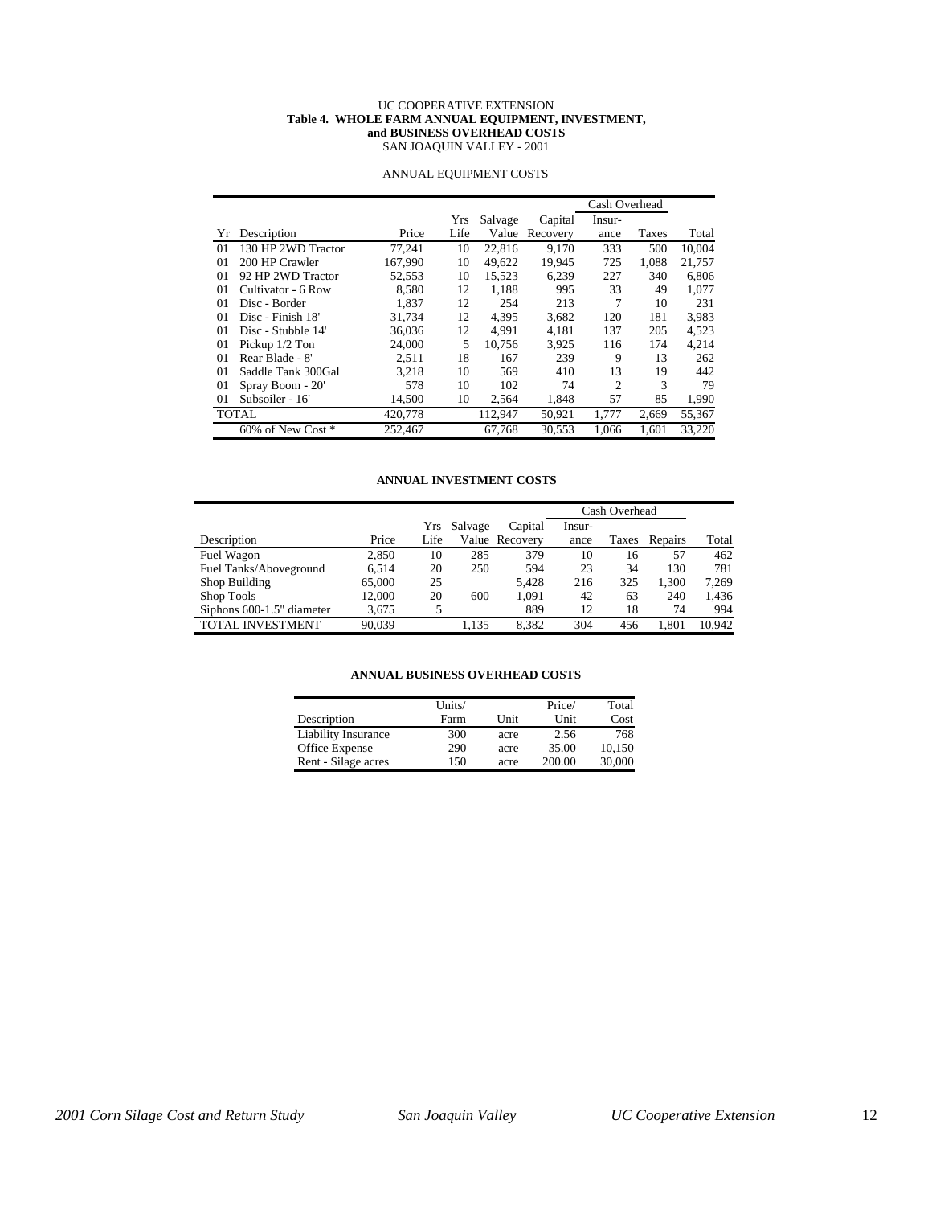UC COOPERATIVE EXTENSION

**Table 4. WHOLE FARM ANNUAL EQUIPMENT, INVESTMENT, and BUSINESS OVERHEAD COSTS**

SAN JOAQUIN VALLEY - 2001

ANNUAL EQUIPMENT COSTS

| | | | | | | Cash Overhead | | |
|---|---|---|---|---|---|---|---|---|
| Yr | Description | Price | Yrs Life | Salvage Value | Capital Recovery | Insur- ance | Taxes | Total |
| 01 | 130 HP 2WD Tractor | 77,241 | 10 | 22,816 | 9,170 | 333 | 500 | 10,004 |
| 01 | 200 HP Crawler | 167,990 | 10 | 49,622 | 19,945 | 725 | 1,088 | 21,757 |
| 01 | 92 HP 2WD Tractor | 52,553 | 10 | 15,523 | 6,239 | 227 | 340 | 6,806 |
| 01 | Cultivator - 6 Row | 8,580 | 12 | 1,188 | 995 | 33 | 49 | 1,077 |
| 01 | Disc - Border | 1,837 | 12 | 254 | 213 | 7 | 10 | 231 |
| 01 | Disc - Finish 18' | 31,734 | 12 | 4,395 | 3,682 | 120 | 181 | 3,983 |
| 01 | Disc - Stubble 14' | 36,036 | 12 | 4,991 | 4,181 | 137 | 205 | 4,523 |
| 01 | Pickup 1/2 Ton | 24,000 | 5 | 10,756 | 3,925 | 116 | 174 | 4,214 |
| 01 | Rear Blade - 8' | 2,511 | 18 | 167 | 239 | 9 | 13 | 262 |
| 01 | Saddle Tank 300Gal | 3,218 | 10 | 569 | 410 | 13 | 19 | 442 |
| 01 | Spray Boom - 20' | 578 | 10 | 102 | 74 | 2 | 3 | 79 |
| 01 | Subsoiler - 16' | 14,500 | 10 | 2,564 | 1,848 | 57 | 85 | 1,990 |
| TOTAL | | 420,778 | | 112,947 | 50,921 | 1,777 | 2,669 | 55,367 |
| | 60% of New Cost * | 252,467 | | 67,768 | 30,553 | 1,066 | 1,601 | 33,220 |

**ANNUAL INVESTMENT COSTS**

| | | | | | Cash Overhead | | | |
|---|---|---|---|---|---|---|---|---|
| Description | Price | Yrs Life | Salvage Value | Capital Recovery | Insur- ance | Taxes | Repairs | Total |
| Fuel Wagon | 2,850 | 10 | 285 | 379 | 10 | 16 | 57 | 462 |
| Fuel Tanks/Aboveground | 6,514 | 20 | 250 | 594 | 23 | 34 | 130 | 781 |
| Shop Building | 65,000 | 25 | | 5,428 | 216 | 325 | 1,300 | 7,269 |
| Shop Tools | 12,000 | 20 | 600 | 1,091 | 42 | 63 | 240 | 1,436 |
| Siphons 600-1.5" diameter | 3,675 | 5 | | 889 | 12 | 18 | 74 | 994 |
| TOTAL INVESTMENT | 90,039 | | 1,135 | 8,382 | 304 | 456 | 1,801 | 10,942 |

**ANNUAL BUSINESS OVERHEAD COSTS**

| Description | Units/ Farm | Unit | Price/ Unit | Total Cost |
|---|---|---|---|---|
| Liability Insurance | 300 | acre | 2.56 | 768 |
| Office Expense | 290 | acre | 35.00 | 10,150 |
| Rent - Silage acres | 150 | acre | 200.00 | 30,000 |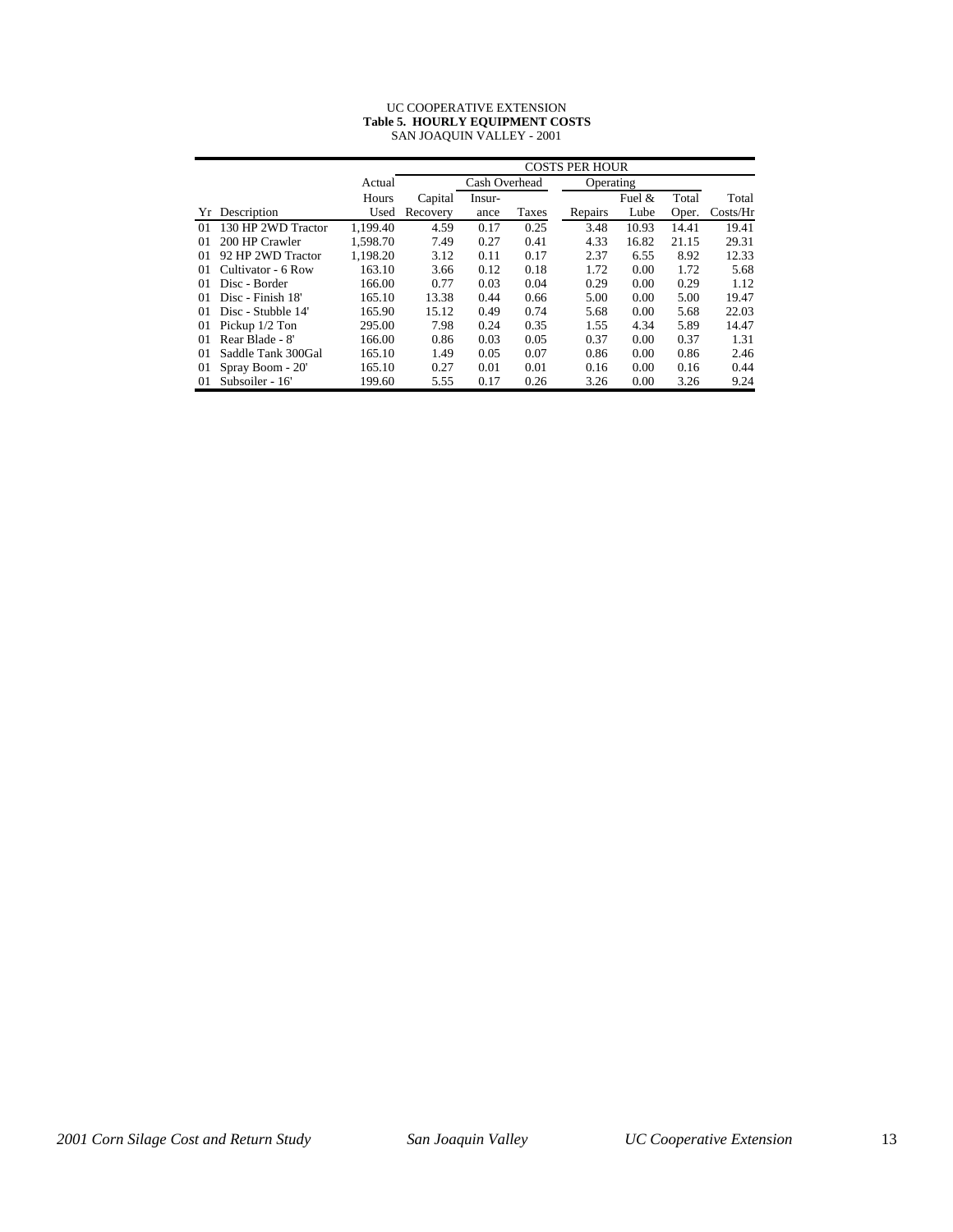UC COOPERATIVE EXTENSION

**Table 5. HOURLY EQUIPMENT COSTS**

SAN JOAQUIN VALLEY - 2001

| | | | COSTS PER HOUR | | | | | | |
|---|---|---|---|---|---|---|---|---|---|
| | | Actual | | Cash Overhead | | Operating | | | |
| | | Hours | Capital | Insur- | | | Fuel & | Total | Total |
| Yr | Description | Used | Recovery | ance | Taxes | Repairs | Lube | Oper. | Costs/Hr |
| 01 | 130 HP 2WD Tractor | 1,199.40 | 4.59 | 0.17 | 0.25 | 3.48 | 10.93 | 14.41 | 19.41 |
| 01 | 200 HP Crawler | 1,598.70 | 7.49 | 0.27 | 0.41 | 4.33 | 16.82 | 21.15 | 29.31 |
| 01 | 92 HP 2WD Tractor | 1,198.20 | 3.12 | 0.11 | 0.17 | 2.37 | 6.55 | 8.92 | 12.33 |
| 01 | Cultivator - 6 Row | 163.10 | 3.66 | 0.12 | 0.18 | 1.72 | 0.00 | 1.72 | 5.68 |
| 01 | Disc - Border | 166.00 | 0.77 | 0.03 | 0.04 | 0.29 | 0.00 | 0.29 | 1.12 |
| 01 | Disc - Finish 18' | 165.10 | 13.38 | 0.44 | 0.66 | 5.00 | 0.00 | 5.00 | 19.47 |
| 01 | Disc - Stubble 14' | 165.90 | 15.12 | 0.49 | 0.74 | 5.68 | 0.00 | 5.68 | 22.03 |
| 01 | Pickup 1/2 Ton | 295.00 | 7.98 | 0.24 | 0.35 | 1.55 | 4.34 | 5.89 | 14.47 |
| 01 | Rear Blade - 8' | 166.00 | 0.86 | 0.03 | 0.05 | 0.37 | 0.00 | 0.37 | 1.31 |
| 01 | Saddle Tank 300Gal | 165.10 | 1.49 | 0.05 | 0.07 | 0.86 | 0.00 | 0.86 | 2.46 |
| 01 | Spray Boom - 20' | 165.10 | 0.27 | 0.01 | 0.01 | 0.16 | 0.00 | 0.16 | 0.44 |
| 01 | Subsoiler - 16' | 199.60 | 5.55 | 0.17 | 0.26 | 3.26 | 0.00 | 3.26 | 9.24 |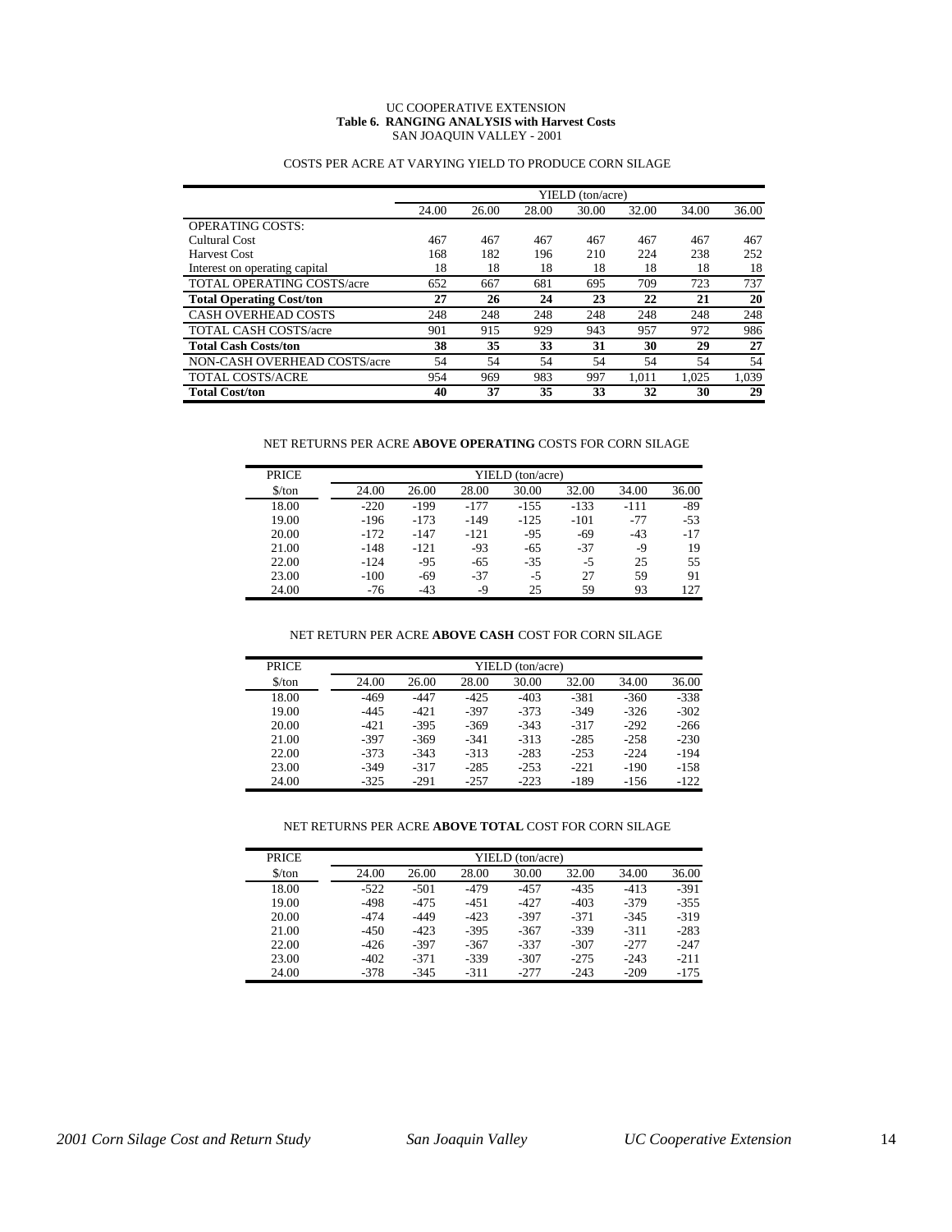UC COOPERATIVE EXTENSION
**Table 6. RANGING ANALYSIS with Harvest Costs**
SAN JOAQUIN VALLEY - 2001

COSTS PER ACRE AT VARYING YIELD TO PRODUCE CORN SILAGE

| | YIELD (ton/acre) | | | | | | |
|---|---|---|---|---|---|---|---|
| | 24.00 | 26.00 | 28.00 | 30.00 | 32.00 | 34.00 | 36.00 |
| OPERATING COSTS: | | | | | | | |
| Cultural Cost | 467 | 467 | 467 | 467 | 467 | 467 | 467 |
| Harvest Cost | 168 | 182 | 196 | 210 | 224 | 238 | 252 |
| Interest on operating capital | 18 | 18 | 18 | 18 | 18 | 18 | 18 |
| TOTAL OPERATING COSTS/acre | 652 | 667 | 681 | 695 | 709 | 723 | 737 |
| **Total Operating Cost/ton** | **27** | **26** | **24** | **23** | **22** | **21** | **20** |
| CASH OVERHEAD COSTS | 248 | 248 | 248 | 248 | 248 | 248 | 248 |
| TOTAL CASH COSTS/acre | 901 | 915 | 929 | 943 | 957 | 972 | 986 |
| **Total Cash Costs/ton** | **38** | **35** | **33** | **31** | **30** | **29** | **27** |
| NON-CASH OVERHEAD COSTS/acre | 54 | 54 | 54 | 54 | 54 | 54 | 54 |
| TOTAL COSTS/ACRE | 954 | 969 | 983 | 997 | 1,011 | 1,025 | 1,039 |
| **Total Cost/ton** | **40** | **37** | **35** | **33** | **32** | **30** | **29** |

NET RETURNS PER ACRE **ABOVE OPERATING** COSTS FOR CORN SILAGE

| PRICE | YIELD (ton/acre) | | | | | | |
|---|---|---|---|---|---|---|---|
| $/ton | 24.00 | 26.00 | 28.00 | 30.00 | 32.00 | 34.00 | 36.00 |
| 18.00 | -220 | -199 | -177 | -155 | -133 | -111 | -89 |
| 19.00 | -196 | -173 | -149 | -125 | -101 | -77 | -53 |
| 20.00 | -172 | -147 | -121 | -95 | -69 | -43 | -17 |
| 21.00 | -148 | -121 | -93 | -65 | -37 | -9 | 19 |
| 22.00 | -124 | -95 | -65 | -35 | -5 | 25 | 55 |
| 23.00 | -100 | -69 | -37 | -5 | 27 | 59 | 91 |
| 24.00 | -76 | -43 | -9 | 25 | 59 | 93 | 127 |

NET RETURN PER ACRE **ABOVE CASH** COST FOR CORN SILAGE

| PRICE | YIELD (ton/acre) | | | | | | |
|---|---|---|---|---|---|---|---|
| $/ton | 24.00 | 26.00 | 28.00 | 30.00 | 32.00 | 34.00 | 36.00 |
| 18.00 | -469 | -447 | -425 | -403 | -381 | -360 | -338 |
| 19.00 | -445 | -421 | -397 | -373 | -349 | -326 | -302 |
| 20.00 | -421 | -395 | -369 | -343 | -317 | -292 | -266 |
| 21.00 | -397 | -369 | -341 | -313 | -285 | -258 | -230 |
| 22.00 | -373 | -343 | -313 | -283 | -253 | -224 | -194 |
| 23.00 | -349 | -317 | -285 | -253 | -221 | -190 | -158 |
| 24.00 | -325 | -291 | -257 | -223 | -189 | -156 | -122 |

NET RETURNS PER ACRE **ABOVE TOTAL** COST FOR CORN SILAGE

| PRICE | YIELD (ton/acre) | | | | | | |
|---|---|---|---|---|---|---|---|
| $/ton | 24.00 | 26.00 | 28.00 | 30.00 | 32.00 | 34.00 | 36.00 |
| 18.00 | -522 | -501 | -479 | -457 | -435 | -413 | -391 |
| 19.00 | -498 | -475 | -451 | -427 | -403 | -379 | -355 |
| 20.00 | -474 | -449 | -423 | -397 | -371 | -345 | -319 |
| 21.00 | -450 | -423 | -395 | -367 | -339 | -311 | -283 |
| 22.00 | -426 | -397 | -367 | -337 | -307 | -277 | -247 |
| 23.00 | -402 | -371 | -339 | -307 | -275 | -243 | -211 |
| 24.00 | -378 | -345 | -311 | -277 | -243 | -209 | -175 |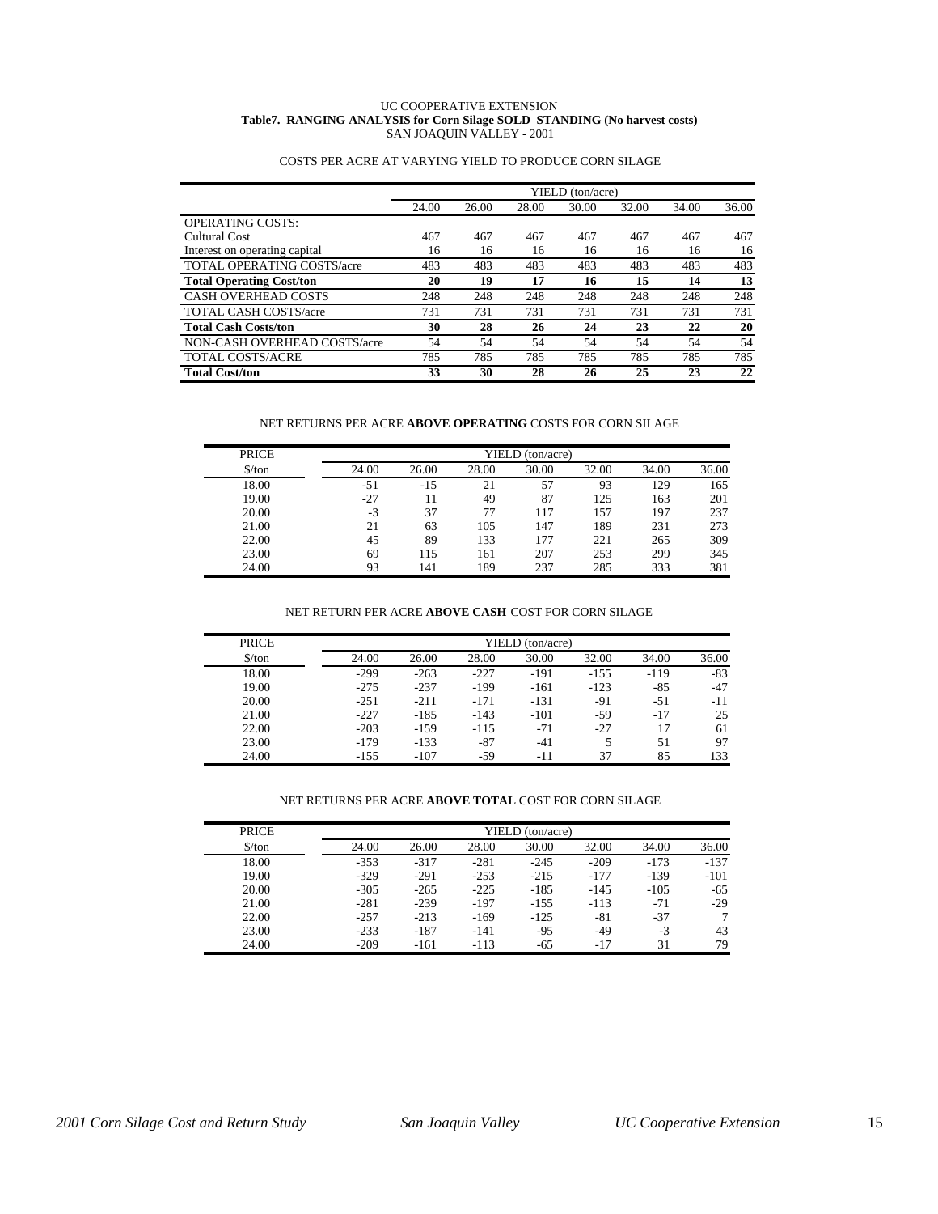UC COOPERATIVE EXTENSION

**Table7. RANGING ANALYSIS for Corn Silage SOLD STANDING (No harvest costs)**

SAN JOAQUIN VALLEY - 2001

COSTS PER ACRE AT VARYING YIELD TO PRODUCE CORN SILAGE

| | YIELD (ton/acre) | | | | | | |
|---|---|---|---|---|---|---|---|
| | 24.00 | 26.00 | 28.00 | 30.00 | 32.00 | 34.00 | 36.00 |
| OPERATING COSTS: | | | | | | | |
| Cultural Cost | 467 | 467 | 467 | 467 | 467 | 467 | 467 |
| Interest on operating capital | 16 | 16 | 16 | 16 | 16 | 16 | 16 |
| TOTAL OPERATING COSTS/acre | 483 | 483 | 483 | 483 | 483 | 483 | 483 |
| **Total Operating Cost/ton** | **20** | **19** | **17** | **16** | **15** | **14** | **13** |
| CASH OVERHEAD COSTS | 248 | 248 | 248 | 248 | 248 | 248 | 248 |
| TOTAL CASH COSTS/acre | 731 | 731 | 731 | 731 | 731 | 731 | 731 |
| **Total Cash Costs/ton** | **30** | **28** | **26** | **24** | **23** | **22** | **20** |
| NON-CASH OVERHEAD COSTS/acre | 54 | 54 | 54 | 54 | 54 | 54 | 54 |
| TOTAL COSTS/ACRE | 785 | 785 | 785 | 785 | 785 | 785 | 785 |
| **Total Cost/ton** | **33** | **30** | **28** | **26** | **25** | **23** | **22** |

NET RETURNS PER ACRE **ABOVE OPERATING** COSTS FOR CORN SILAGE

| PRICE | YIELD (ton/acre) | | | | | | |
|---|---|---|---|---|---|---|---|
| $/ton | 24.00 | 26.00 | 28.00 | 30.00 | 32.00 | 34.00 | 36.00 |
| 18.00 | -51 | -15 | 21 | 57 | 93 | 129 | 165 |
| 19.00 | -27 | 11 | 49 | 87 | 125 | 163 | 201 |
| 20.00 | -3 | 37 | 77 | 117 | 157 | 197 | 237 |
| 21.00 | 21 | 63 | 105 | 147 | 189 | 231 | 273 |
| 22.00 | 45 | 89 | 133 | 177 | 221 | 265 | 309 |
| 23.00 | 69 | 115 | 161 | 207 | 253 | 299 | 345 |
| 24.00 | 93 | 141 | 189 | 237 | 285 | 333 | 381 |

NET RETURN PER ACRE **ABOVE CASH** COST FOR CORN SILAGE

| PRICE | YIELD (ton/acre) | | | | | | |
|---|---|---|---|---|---|---|---|
| $/ton | 24.00 | 26.00 | 28.00 | 30.00 | 32.00 | 34.00 | 36.00 |
| 18.00 | -299 | -263 | -227 | -191 | -155 | -119 | -83 |
| 19.00 | -275 | -237 | -199 | -161 | -123 | -85 | -47 |
| 20.00 | -251 | -211 | -171 | -131 | -91 | -51 | -11 |
| 21.00 | -227 | -185 | -143 | -101 | -59 | -17 | 25 |
| 22.00 | -203 | -159 | -115 | -71 | -27 | 17 | 61 |
| 23.00 | -179 | -133 | -87 | -41 | 5 | 51 | 97 |
| 24.00 | -155 | -107 | -59 | -11 | 37 | 85 | 133 |

NET RETURNS PER ACRE **ABOVE TOTAL** COST FOR CORN SILAGE

| PRICE | YIELD (ton/acre) | | | | | | |
|---|---|---|---|---|---|---|---|
| $/ton | 24.00 | 26.00 | 28.00 | 30.00 | 32.00 | 34.00 | 36.00 |
| 18.00 | -353 | -317 | -281 | -245 | -209 | -173 | -137 |
| 19.00 | -329 | -291 | -253 | -215 | -177 | -139 | -101 |
| 20.00 | -305 | -265 | -225 | -185 | -145 | -105 | -65 |
| 21.00 | -281 | -239 | -197 | -155 | -113 | -71 | -29 |
| 22.00 | -257 | -213 | -169 | -125 | -81 | -37 | 7 |
| 23.00 | -233 | -187 | -141 | -95 | -49 | -3 | 43 |
| 24.00 | -209 | -161 | -113 | -65 | -17 | 31 | 79 |